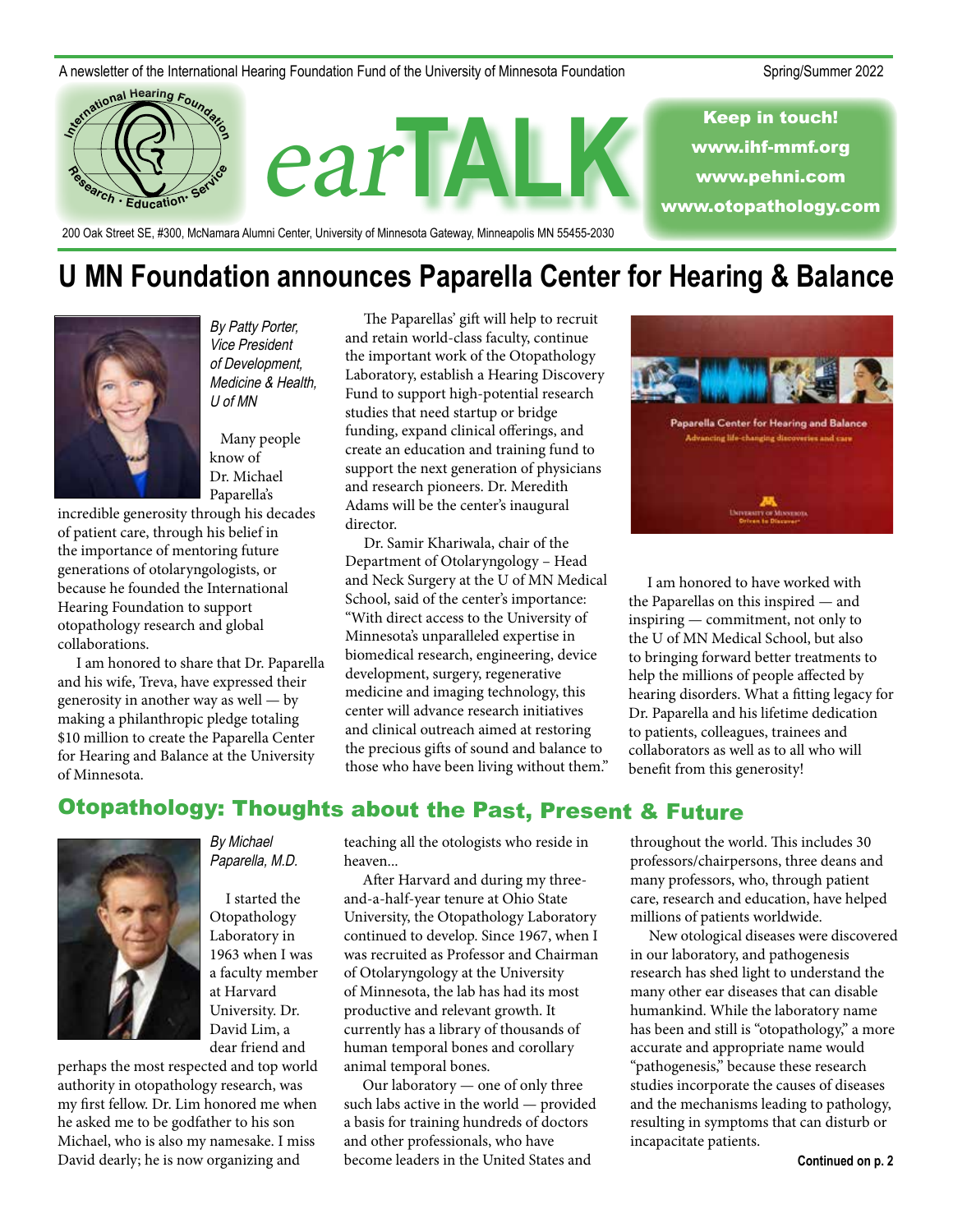A newsletter of the International Hearing Foundation Fund of the University of Minnesota Foundation

Spring/Summer 2022

# earTALK

**Keep in touch!**
**www.ihf-mmf.org**
**www.pehni.com**
**www.otopathology.com**

200 Oak Street SE, #300, McNamara Alumni Center, University of Minnesota Gateway, Minneapolis MN 55455-2030

## U MN Foundation announces Paparella Center for Hearing & Balance

*By Patty Porter, Vice President of Development, Medicine & Health, U of MN*

Many people know of Dr. Michael Paparella's incredible generosity through his decades of patient care, through his belief in the importance of mentoring future generations of otolaryngologists, or because he founded the International Hearing Foundation to support otopathology research and global collaborations.

I am honored to share that Dr. Paparella and his wife, Treva, have expressed their generosity in another way as well — by making a philanthropic pledge totaling $10 million to create the Paparella Center for Hearing and Balance at the University of Minnesota.

The Paparellas' gift will help to recruit and retain world-class faculty, continue the important work of the Otopathology Laboratory, establish a Hearing Discovery Fund to support high-potential research studies that need startup or bridge funding, expand clinical offerings, and create an education and training fund to support the next generation of physicians and research pioneers. Dr. Meredith Adams will be the center's inaugural director.

Dr. Samir Khariwala, chair of the Department of Otolaryngology – Head and Neck Surgery at the U of MN Medical School, said of the center's importance: "With direct access to the University of Minnesota's unparalleled expertise in biomedical research, engineering, device development, surgery, regenerative medicine and imaging technology, this center will advance research initiatives and clinical outreach aimed at restoring the precious gifts of sound and balance to those who have been living without them."

Paparella Center for Hearing and Balance
Advancing life-changing discoveries and care

I am honored to have worked with the Paparellas on this inspired — and inspiring — commitment, not only to the U of MN Medical School, but also to bringing forward better treatments to help the millions of people affected by hearing disorders. What a fitting legacy for Dr. Paparella and his lifetime dedication to patients, colleagues, trainees and collaborators as well as to all who will benefit from this generosity!

## Otopathology: Thoughts about the Past, Present & Future

*By Michael Paparella, M.D.*

I started the Otopathology Laboratory in 1963 when I was a faculty member at Harvard University. Dr. David Lim, a dear friend and perhaps the most respected and top world authority in otopathology research, was my first fellow. Dr. Lim honored me when he asked me to be godfather to his son Michael, who is also my namesake. I miss David dearly; he is now organizing and teaching all the otologists who reside in heaven...

After Harvard and during my three-and-a-half-year tenure at Ohio State University, the Otopathology Laboratory continued to develop. Since 1967, when I was recruited as Professor and Chairman of Otolaryngology at the University of Minnesota, the lab has had its most productive and relevant growth. It currently has a library of thousands of human temporal bones and corollary animal temporal bones.

Our laboratory — one of only three such labs active in the world — provided a basis for training hundreds of doctors and other professionals, who have become leaders in the United States and throughout the world. This includes 30 professors/chairpersons, three deans and many professors, who, through patient care, research and education, have helped millions of patients worldwide.

New otological diseases were discovered in our laboratory, and pathogenesis research has shed light to understand the many other ear diseases that can disable humankind. While the laboratory name has been and still is "otopathology," a more accurate and appropriate name would "pathogenesis," because these research studies incorporate the causes of diseases and the mechanisms leading to pathology, resulting in symptoms that can disturb or incapacitate patients.

**Continued on p. 2**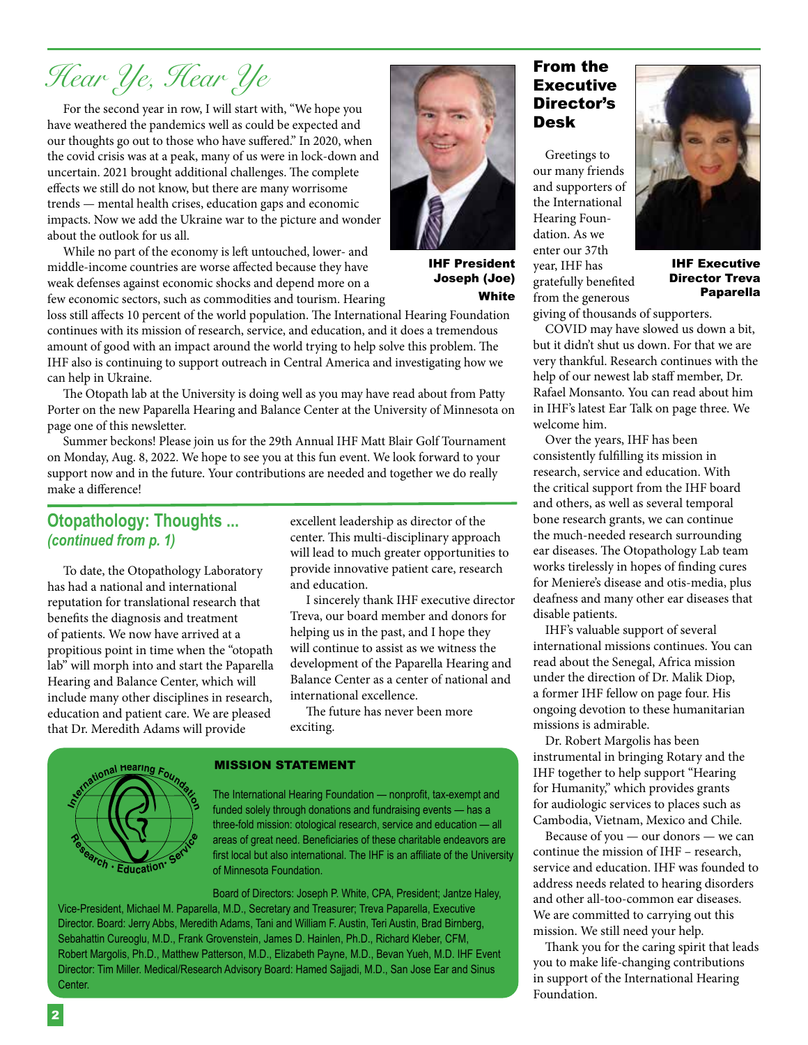# Hear Ye, Hear Ye

For the second year in row, I will start with, "We hope you have weathered the pandemics well as could be expected and our thoughts go out to those who have suffered." In 2020, when the covid crisis was at a peak, many of us were in lock-down and uncertain. 2021 brought additional challenges. The complete effects we still do not know, but there are many worrisome trends — mental health crises, education gaps and economic impacts. Now we add the Ukraine war to the picture and wonder about the outlook for us all.

While no part of the economy is left untouched, lower- and middle-income countries are worse affected because they have weak defenses against economic shocks and depend more on a few economic sectors, such as commodities and tourism. Hearing loss still affects 10 percent of the world population. The International Hearing Foundation continues with its mission of research, service, and education, and it does a tremendous amount of good with an impact around the world trying to help solve this problem. The IHF also is continuing to support outreach in Central America and investigating how we can help in Ukraine.

The Otopath lab at the University is doing well as you may have read about from Patty Porter on the new Paparella Hearing and Balance Center at the University of Minnesota on page one of this newsletter.

Summer beckons! Please join us for the 29th Annual IHF Matt Blair Golf Tournament on Monday, Aug. 8, 2022. We hope to see you at this fun event. We look forward to your support now and in the future. Your contributions are needed and together we do really make a difference!

**IHF President Joseph (Joe) White**

## Otopathology: Thoughts ...
*(continued from p. 1)*

To date, the Otopathology Laboratory has had a national and international reputation for translational research that benefits the diagnosis and treatment of patients. We now have arrived at a propitious point in time when the "otopath lab" will morph into and start the Paparella Hearing and Balance Center, which will include many other disciplines in research, education and patient care. We are pleased that Dr. Meredith Adams will provide excellent leadership as director of the center. This multi-disciplinary approach will lead to much greater opportunities to provide innovative patient care, research and education.

I sincerely thank IHF executive director Treva, our board member and donors for helping us in the past, and I hope they will continue to assist as we witness the development of the Paparella Hearing and Balance Center as a center of national and international excellence.

The future has never been more exciting.

### MISSION STATEMENT

International Hearing Foundation — Research · Education · Service

The International Hearing Foundation — nonprofit, tax-exempt and funded solely through donations and fundraising events — has a three-fold mission: otological research, service and education — all areas of great need. Beneficiaries of these charitable endeavors are first local but also international. The IHF is an affiliate of the University of Minnesota Foundation.

Board of Directors: Joseph P. White, CPA, President; Jantze Haley, Vice-President, Michael M. Paparella, M.D., Secretary and Treasurer; Treva Paparella, Executive Director. Board: Jerry Abbs, Meredith Adams, Tani and William F. Austin, Teri Austin, Brad Birnberg, Sebahattin Cureoglu, M.D., Frank Grovenstein, James D. Hainlen, Ph.D., Richard Kleber, CFM, Robert Margolis, Ph.D., Matthew Patterson, M.D., Elizabeth Payne, M.D., Bevan Yueh, M.D. IHF Event Director: Tim Miller. Medical/Research Advisory Board: Hamed Sajjadi, M.D., San Jose Ear and Sinus Center.

## From the Executive Director's Desk

Greetings to our many friends and supporters of the International Hearing Foundation. As we enter our 37th year, IHF has gratefully benefited from the generous giving of thousands of supporters.

COVID may have slowed us down a bit, but it didn't shut us down. For that we are very thankful. Research continues with the help of our newest lab staff member, Dr. Rafael Monsanto. You can read about him in IHF's latest Ear Talk on page three. We welcome him.

Over the years, IHF has been consistently fulfilling its mission in research, service and education. With the critical support from the IHF board and others, as well as several temporal bone research grants, we can continue the much-needed research surrounding ear diseases. The Otopathology Lab team works tirelessly in hopes of finding cures for Meniere's disease and otis-media, plus deafness and many other ear diseases that disable patients.

IHF's valuable support of several international missions continues. You can read about the Senegal, Africa mission under the direction of Dr. Malik Diop, a former IHF fellow on page four. His ongoing devotion to these humanitarian missions is admirable.

Dr. Robert Margolis has been instrumental in bringing Rotary and the IHF together to help support "Hearing for Humanity," which provides grants for audiologic services to places such as Cambodia, Vietnam, Mexico and Chile.

Because of you — our donors — we can continue the mission of IHF – research, service and education. IHF was founded to address needs related to hearing disorders and other all-too-common ear diseases. We are committed to carrying out this mission. We still need your help.

Thank you for the caring spirit that leads you to make life-changing contributions in support of the International Hearing Foundation.

**IHF Executive Director Treva Paparella**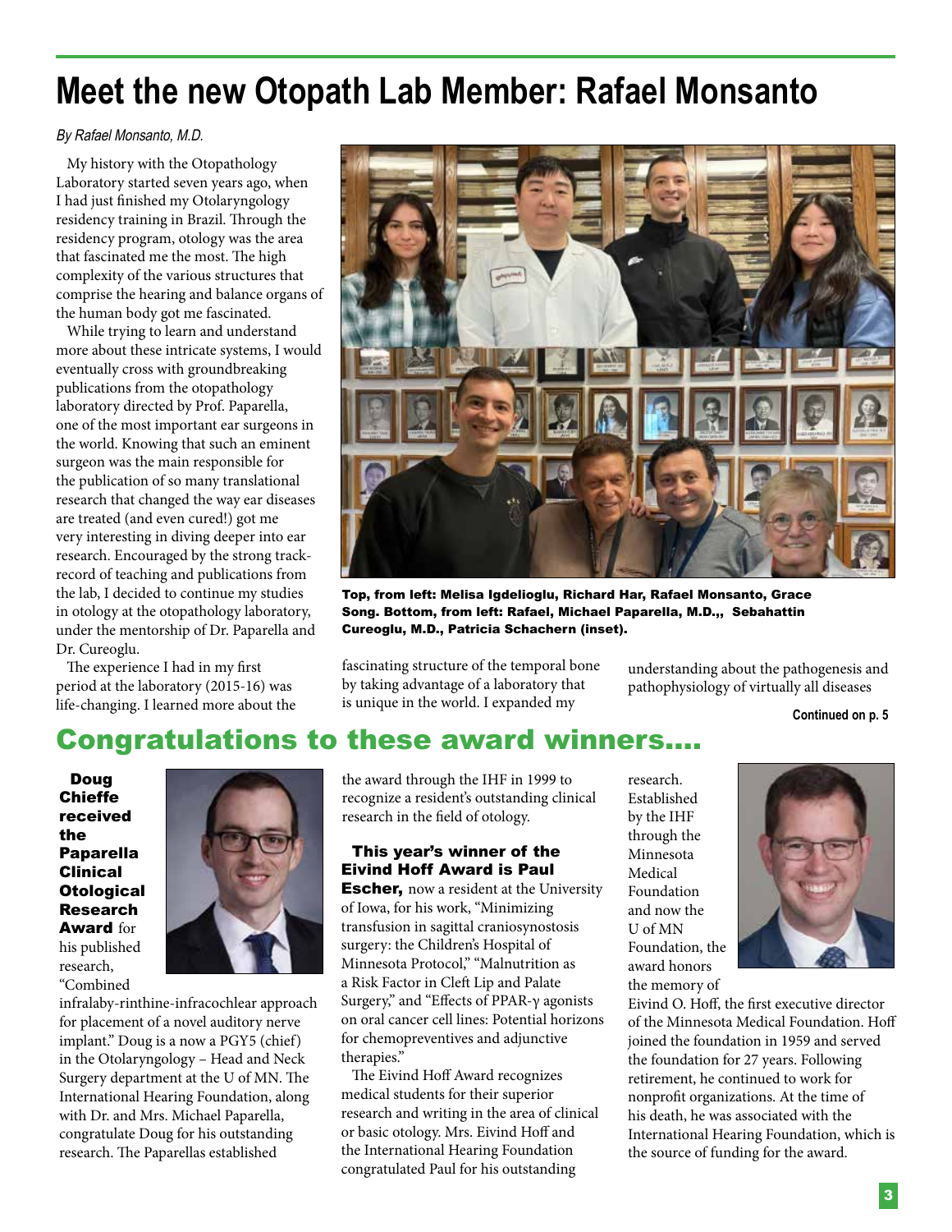# Meet the new Otopath Lab Member: Rafael Monsanto

*By Rafael Monsanto, M.D.*

My history with the Otopathology Laboratory started seven years ago, when I had just finished my Otolaryngology residency training in Brazil. Through the residency program, otology was the area that fascinated me the most. The high complexity of the various structures that comprise the hearing and balance organs of the human body got me fascinated.

While trying to learn and understand more about these intricate systems, I would eventually cross with groundbreaking publications from the otopathology laboratory directed by Prof. Paparella, one of the most important ear surgeons in the world. Knowing that such an eminent surgeon was the main responsible for the publication of so many translational research that changed the way ear diseases are treated (and even cured!) got me very interesting in diving deeper into ear research. Encouraged by the strong track-record of teaching and publications from the lab, I decided to continue my studies in otology at the otopathology laboratory, under the mentorship of Dr. Paparella and Dr. Cureoglu.

The experience I had in my first period at the laboratory (2015-16) was life-changing. I learned more about the fascinating structure of the temporal bone by taking advantage of a laboratory that is unique in the world. I expanded my understanding about the pathogenesis and pathophysiology of virtually all diseases

**Top, from left: Melisa Igdelioglu, Richard Har, Rafael Monsanto, Grace Song. Bottom, from left: Rafael, Michael Paparella, M.D.,, Sebahattin Cureoglu, M.D., Patricia Schachern (inset).**

**Continued on p. 5**

# Congratulations to these award winners....

**Doug Chieffe received the Paparella Clinical Otological Research Award** for his published research, "Combined infralaby-rinthine-infracochlear approach for placement of a novel auditory nerve implant." Doug is a now a PGY5 (chief) in the Otolaryngology – Head and Neck Surgery department at the U of MN. The International Hearing Foundation, along with Dr. and Mrs. Michael Paparella, congratulate Doug for his outstanding research. The Paparellas established the award through the IHF in 1999 to recognize a resident's outstanding clinical research in the field of otology.

**This year's winner of the Eivind Hoff Award is Paul Escher,** now a resident at the University of Iowa, for his work, "Minimizing transfusion in sagittal craniosynostosis surgery: the Children's Hospital of Minnesota Protocol," "Malnutrition as a Risk Factor in Cleft Lip and Palate Surgery," and "Effects of PPAR-γ agonists on oral cancer cell lines: Potential horizons for chemopreventives and adjunctive therapies."

The Eivind Hoff Award recognizes medical students for their superior research and writing in the area of clinical or basic otology. Mrs. Eivind Hoff and the International Hearing Foundation congratulated Paul for his outstanding research. Established by the IHF through the Minnesota Medical Foundation and now the U of MN Foundation, the award honors the memory of Eivind O. Hoff, the first executive director of the Minnesota Medical Foundation. Hoff joined the foundation in 1959 and served the foundation for 27 years. Following retirement, he continued to work for nonprofit organizations. At the time of his death, he was associated with the International Hearing Foundation, which is the source of funding for the award.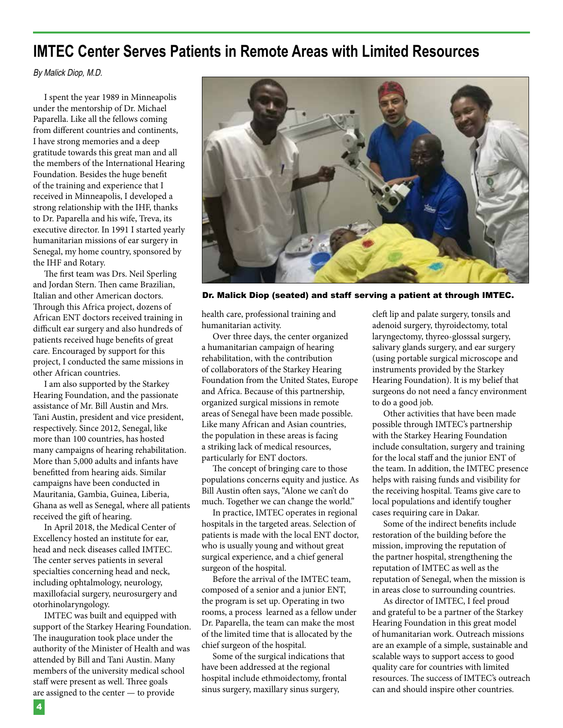# IMTEC Center Serves Patients in Remote Areas with Limited Resources

*By Malick Diop, M.D.*

I spent the year 1989 in Minneapolis under the mentorship of Dr. Michael Paparella. Like all the fellows coming from different countries and continents, I have strong memories and a deep gratitude towards this great man and all the members of the International Hearing Foundation. Besides the huge benefit of the training and experience that I received in Minneapolis, I developed a strong relationship with the IHF, thanks to Dr. Paparella and his wife, Treva, its executive director. In 1991 I started yearly humanitarian missions of ear surgery in Senegal, my home country, sponsored by the IHF and Rotary.

The first team was Drs. Neil Sperling and Jordan Stern. Then came Brazilian, Italian and other American doctors. Through this Africa project, dozens of African ENT doctors received training in difficult ear surgery and also hundreds of patients received huge benefits of great care. Encouraged by support for this project, I conducted the same missions in other African countries.

I am also supported by the Starkey Hearing Foundation, and the passionate assistance of Mr. Bill Austin and Mrs. Tani Austin, president and vice president, respectively. Since 2012, Senegal, like more than 100 countries, has hosted many campaigns of hearing rehabilitation. More than 5,000 adults and infants have benefitted from hearing aids. Similar campaigns have been conducted in Mauritania, Gambia, Guinea, Liberia, Ghana as well as Senegal, where all patients received the gift of hearing.

In April 2018, the Medical Center of Excellency hosted an institute for ear, head and neck diseases called IMTEC. The center serves patients in several specialties concerning head and neck, including ophtalmology, neurology, maxillofacial surgery, neurosurgery and otorhinolaryngology.

IMTEC was built and equipped with support of the Starkey Hearing Foundation. The inauguration took place under the authority of the Minister of Health and was attended by Bill and Tani Austin. Many members of the university medical school staff were present as well. Three goals are assigned to the center — to provide health care, professional training and humanitarian activity.

**Dr. Malick Diop (seated) and staff serving a patient at through IMTEC.**

Over three days, the center organized a humanitarian campaign of hearing rehabilitation, with the contribution of collaborators of the Starkey Hearing Foundation from the United States, Europe and Africa. Because of this partnership, organized surgical missions in remote areas of Senegal have been made possible. Like many African and Asian countries, the population in these areas is facing a striking lack of medical resources, particularly for ENT doctors.

The concept of bringing care to those populations concerns equity and justice. As Bill Austin often says, "Alone we can't do much. Together we can change the world."

In practice, IMTEC operates in regional hospitals in the targeted areas. Selection of patients is made with the local ENT doctor, who is usually young and without great surgical experience, and a chief general surgeon of the hospital.

Before the arrival of the IMTEC team, composed of a senior and a junior ENT, the program is set up. Operating in two rooms, a process learned as a fellow under Dr. Paparella, the team can make the most of the limited time that is allocated by the chief surgeon of the hospital.

Some of the surgical indications that have been addressed at the regional hospital include ethmoidectomy, frontal sinus surgery, maxillary sinus surgery, cleft lip and palate surgery, tonsils and adenoid surgery, thyroidectomy, total laryngectomy, thyreo-glosssal surgery, salivary glands surgery, and ear surgery (using portable surgical microscope and instruments provided by the Starkey Hearing Foundation). It is my belief that surgeons do not need a fancy environment to do a good job.

Other activities that have been made possible through IMTEC's partnership with the Starkey Hearing Foundation include consultation, surgery and training for the local staff and the junior ENT of the team. In addition, the IMTEC presence helps with raising funds and visibility for the receiving hospital. Teams give care to local populations and identify tougher cases requiring care in Dakar.

Some of the indirect benefits include restoration of the building before the mission, improving the reputation of the partner hospital, strengthening the reputation of IMTEC as well as the reputation of Senegal, when the mission is in areas close to surrounding countries.

As director of IMTEC, I feel proud and grateful to be a partner of the Starkey Hearing Foundation in this great model of humanitarian work. Outreach missions are an example of a simple, sustainable and scalable ways to support access to good quality care for countries with limited resources. The success of IMTEC's outreach can and should inspire other countries.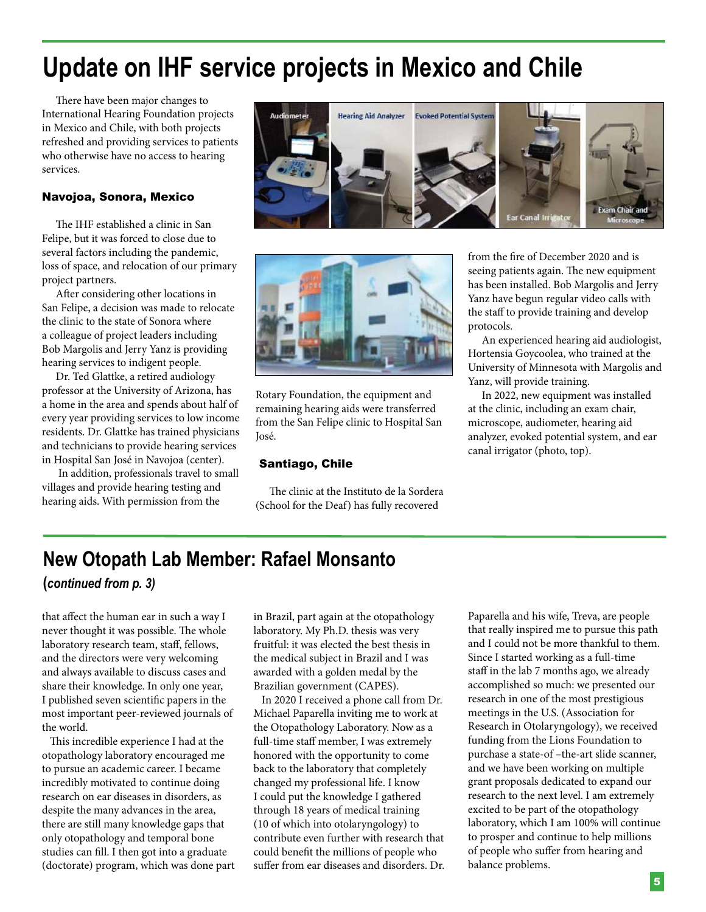# Update on IHF service projects in Mexico and Chile

There have been major changes to International Hearing Foundation projects in Mexico and Chile, with both projects refreshed and providing services to patients who otherwise have no access to hearing services.

### Navojoa, Sonora, Mexico

The IHF established a clinic in San Felipe, but it was forced to close due to several factors including the pandemic, loss of space, and relocation of our primary project partners.

After considering other locations in San Felipe, a decision was made to relocate the clinic to the state of Sonora where a colleague of project leaders including Bob Margolis and Jerry Yanz is providing hearing services to indigent people.

Dr. Ted Glattke, a retired audiology professor at the University of Arizona, has a home in the area and spends about half of every year providing services to low income residents. Dr. Glattke has trained physicians and technicians to provide hearing services in Hospital San José in Navojoa (center).

In addition, professionals travel to small villages and provide hearing testing and hearing aids. With permission from the Rotary Foundation, the equipment and remaining hearing aids were transferred from the San Felipe clinic to Hospital San José.

### Santiago, Chile

The clinic at the Instituto de la Sordera (School for the Deaf) has fully recovered from the fire of December 2020 and is seeing patients again. The new equipment has been installed. Bob Margolis and Jerry Yanz have begun regular video calls with the staff to provide training and develop protocols.

An experienced hearing aid audiologist, Hortensia Goycoolea, who trained at the University of Minnesota with Margolis and Yanz, will provide training.

In 2022, new equipment was installed at the clinic, including an exam chair, microscope, audiometer, hearing aid analyzer, evoked potential system, and ear canal irrigator (photo, top).

# New Otopath Lab Member: Rafael Monsanto

**(*continued from p. 3*)**

that affect the human ear in such a way I never thought it was possible. The whole laboratory research team, staff, fellows, and the directors were very welcoming and always available to discuss cases and share their knowledge. In only one year, I published seven scientific papers in the most important peer-reviewed journals of the world.

This incredible experience I had at the otopathology laboratory encouraged me to pursue an academic career. I became incredibly motivated to continue doing research on ear diseases in disorders, as despite the many advances in the area, there are still many knowledge gaps that only otopathology and temporal bone studies can fill. I then got into a graduate (doctorate) program, which was done part in Brazil, part again at the otopathology laboratory. My Ph.D. thesis was very fruitful: it was elected the best thesis in the medical subject in Brazil and I was awarded with a golden medal by the Brazilian government (CAPES).

In 2020 I received a phone call from Dr. Michael Paparella inviting me to work at the Otopathology Laboratory. Now as a full-time staff member, I was extremely honored with the opportunity to come back to the laboratory that completely changed my professional life. I know I could put the knowledge I gathered through 18 years of medical training (10 of which into otolaryngology) to contribute even further with research that could benefit the millions of people who suffer from ear diseases and disorders. Dr. Paparella and his wife, Treva, are people that really inspired me to pursue this path and I could not be more thankful to them. Since I started working as a full-time staff in the lab 7 months ago, we already accomplished so much: we presented our research in one of the most prestigious meetings in the U.S. (Association for Research in Otolaryngology), we received funding from the Lions Foundation to purchase a state-of –the-art slide scanner, and we have been working on multiple grant proposals dedicated to expand our research to the next level. I am extremely excited to be part of the otopathology laboratory, which I am 100% will continue to prosper and continue to help millions of people who suffer from hearing and balance problems.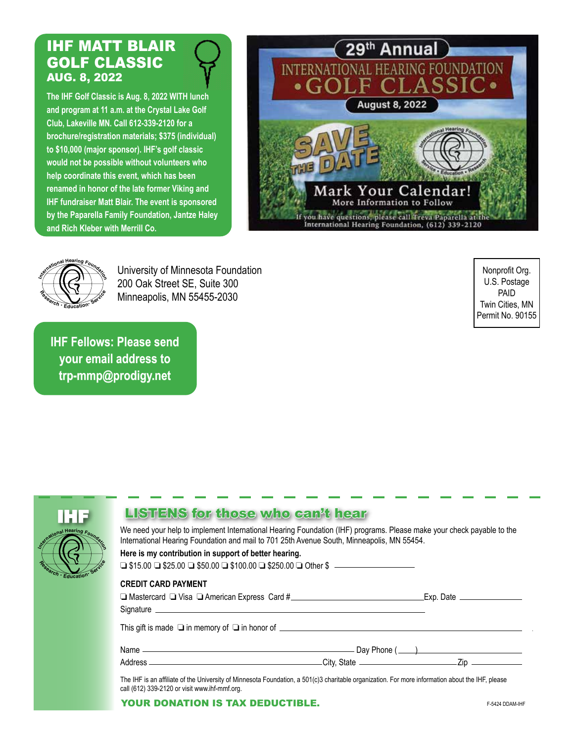## IHF MATT BLAIR GOLF CLASSIC

### AUG. 8, 2022

The IHF Golf Classic is Aug. 8, 2022 WITH lunch and program at 11 a.m. at the Crystal Lake Golf Club, Lakeville MN. Call 612-339-2120 for a brochure/registration materials; $375 (individual) to $10,000 (major sponsor). IHF's golf classic would not be possible without volunteers who help coordinate this event, which has been renamed in honor of the late former Viking and IHF fundraiser Matt Blair. The event is sponsored by the Paparella Family Foundation, Jantze Haley and Rich Kleber with Merrill Co.

29th Annual

INTERNATIONAL HEARING FOUNDATION

• GOLF CLASSIC •

August 8, 2022

SAVE THE DATE

Mark Your Calendar!

More Information to Follow

If you have questions, please call Treva Paparella at the International Hearing Foundation, (612) 339-2120

University of Minnesota Foundation
200 Oak Street SE, Suite 300
Minneapolis, MN 55455-2030

Nonprofit Org.
U.S. Postage
PAID
Twin Cities, MN
Permit No. 90155

**IHF Fellows: Please send your email address to trp-mmp@prodigy.net**

---

## IHF LISTENS for those who can't hear

We need your help to implement International Hearing Foundation (IHF) programs. Please make your check payable to the International Hearing Foundation and mail to 701 25th Avenue South, Minneapolis, MN 55454.

**Here is my contribution in support of better hearing.**

❑ $15.00 ❑ $25.00 ❑ $50.00 ❑ $100.00 ❑ $250.00 ❑ Other $ ____________

**CREDIT CARD PAYMENT**

❑ Mastercard ❑ Visa ❑ American Express Card # ______________________ Exp. Date ____________

Signature ______________________________________

This gift is made ❑ in memory of ❑ in honor of ______________________________________

Name ______________________________ Day Phone ( ____ ) ______________________

Address ______________________________ City, State ______________________ Zip ____________

The IHF is an affiliate of the University of Minnesota Foundation, a 501(c)3 charitable organization. For more information about the IHF, please call (612) 339-2120 or visit www.ihf-mmf.org.

**YOUR DONATION IS TAX DEDUCTIBLE.**

F-5424 DDAM-IHF